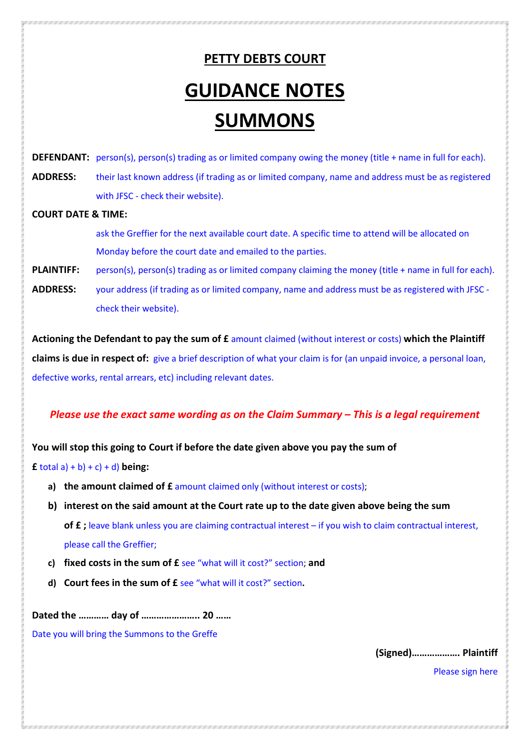# PETTY DEBTS COURT

# GUIDANCE NOTES

# SUMMONS

**DEFENDANT:** person(s), person(s) trading as or limited company owing the money (title + name in full for each).

**ADDRESS:** their last known address (if trading as or limited company, name and address must be as registered with JFSC - check their website).

**COURT DATE & TIME:**

ask the Greffier for the next available court date. A specific time to attend will be allocated on Monday before the court date and emailed to the parties.

**PLAINTIFF:** person(s), person(s) trading as or limited company claiming the money (title + name in full for each).

**ADDRESS:** your address (if trading as or limited company, name and address must be as registered with JFSC - check their website).

**Actioning the Defendant to pay the sum of £** amount claimed (without interest or costs) **which the Plaintiff claims is due in respect of:** give a brief description of what your claim is for (an unpaid invoice, a personal loan, defective works, rental arrears, etc) including relevant dates.

***Please use the exact same wording as on the Claim Summary – This is a legal requirement***

**You will stop this going to Court if before the date given above you pay the sum of £** total a) + b) + c) + d) **being:**

- **a) the amount claimed of £** amount claimed only (without interest or costs);
- **b) interest on the said amount at the Court rate up to the date given above being the sum of £ ;** leave blank unless you are claiming contractual interest – if you wish to claim contractual interest, please call the Greffier;
- **c) fixed costs in the sum of £** see "what will it cost?" section; **and**
- **d) Court fees in the sum of £** see "what will it cost?" section**.**

**Dated the ………… day of ………………….. 20 ……**

Date you will bring the Summons to the Greffe

**(Signed)………………. Plaintiff**

Please sign here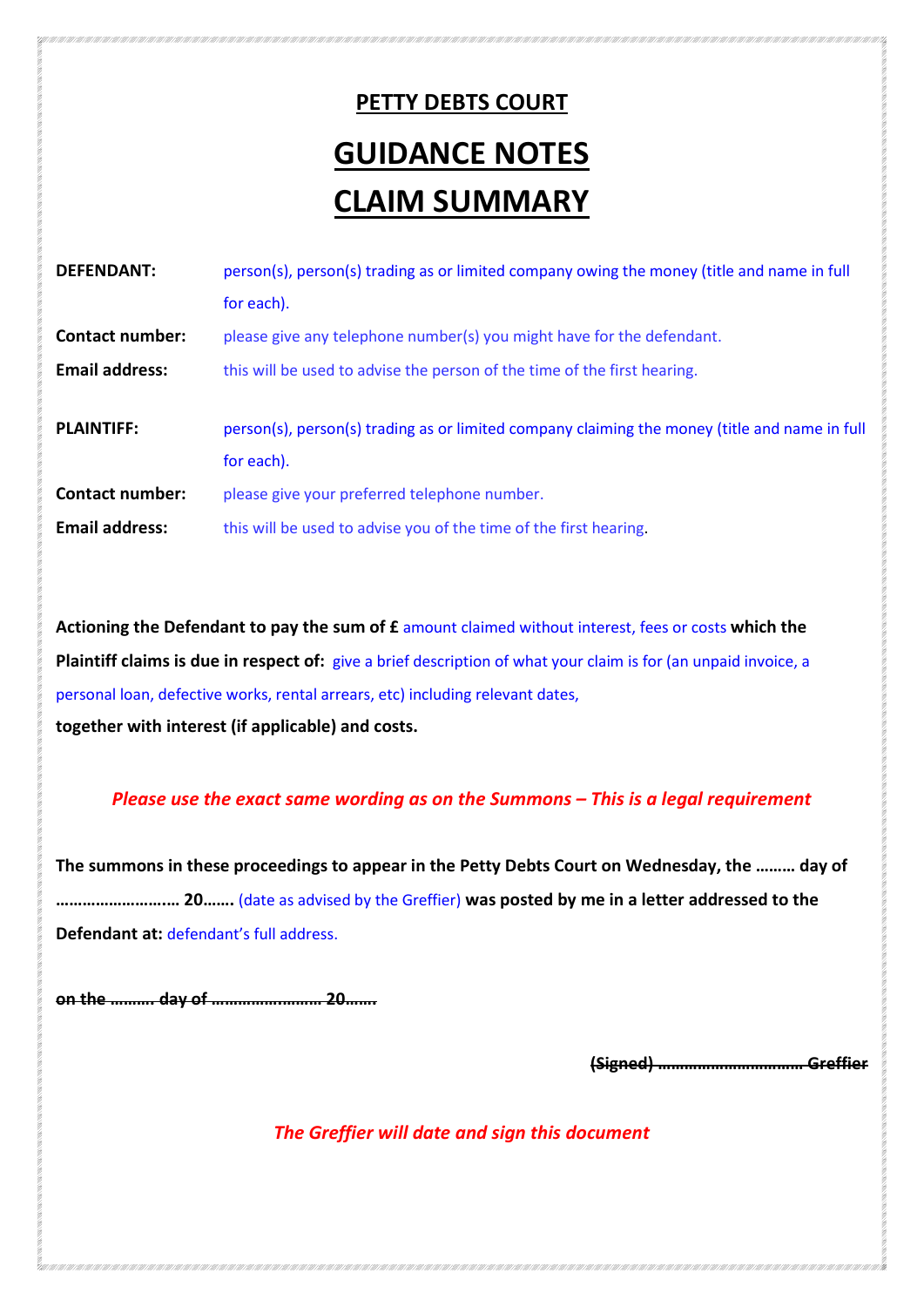# PETTY DEBTS COURT

# GUIDANCE NOTES

# CLAIM SUMMARY

**DEFENDANT:** person(s), person(s) trading as or limited company owing the money (title and name in full for each).

**Contact number:** please give any telephone number(s) you might have for the defendant.

**Email address:** this will be used to advise the person of the time of the first hearing.

**PLAINTIFF:** person(s), person(s) trading as or limited company claiming the money (title and name in full for each).

**Contact number:** please give your preferred telephone number.

**Email address:** this will be used to advise you of the time of the first hearing.

**Actioning the Defendant to pay the sum of £** amount claimed without interest, fees or costs **which the Plaintiff claims is due in respect of:** give a brief description of what your claim is for (an unpaid invoice, a personal loan, defective works, rental arrears, etc) including relevant dates,
**together with interest (if applicable) and costs.**

***Please use the exact same wording as on the Summons – This is a legal requirement***

**The summons in these proceedings to appear in the Petty Debts Court on Wednesday, the ……… day of ……………………..… 20…….** (date as advised by the Greffier) **was posted by me in a letter addressed to the Defendant at:** defendant's full address.

~~**on the ………. day of …………………… 20…….**~~

~~**(Signed) ………………………… Greffier**~~

***The Greffier will date and sign this document***